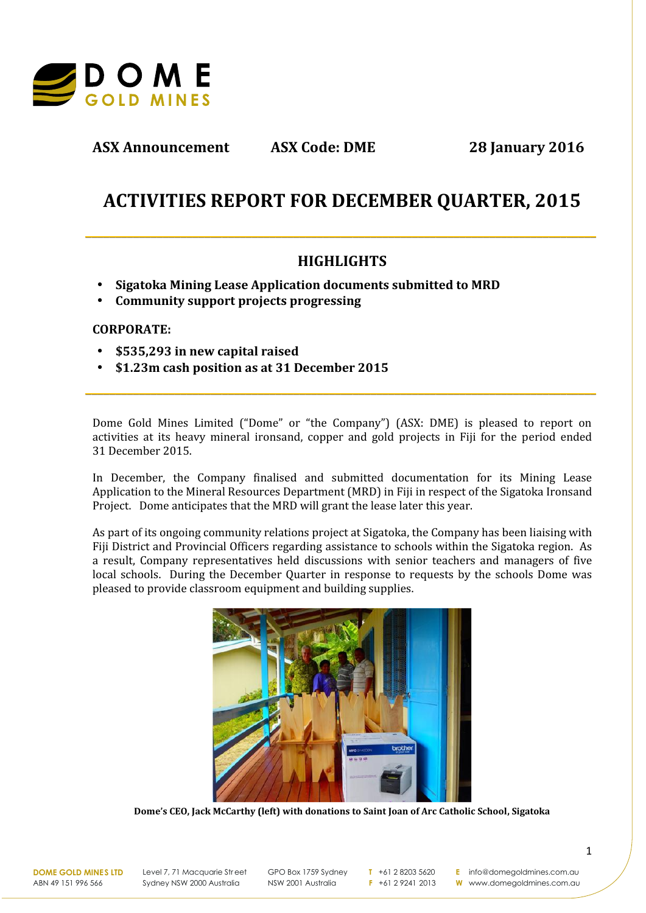**ASX Announcement** **ASX Code: DME** **28 January 2016**

# ACTIVITIES REPORT FOR DECEMBER QUARTER, 2015

## HIGHLIGHTS

- **Sigatoka Mining Lease Application documents submitted to MRD**
- **Community support projects progressing**

**CORPORATE:**

- **$535,293 in new capital raised**
- **$1.23m cash position as at 31 December 2015**

Dome Gold Mines Limited ("Dome" or "the Company") (ASX: DME) is pleased to report on activities at its heavy mineral ironsand, copper and gold projects in Fiji for the period ended 31 December 2015.

In December, the Company finalised and submitted documentation for its Mining Lease Application to the Mineral Resources Department (MRD) in Fiji in respect of the Sigatoka Ironsand Project. Dome anticipates that the MRD will grant the lease later this year.

As part of its ongoing community relations project at Sigatoka, the Company has been liaising with Fiji District and Provincial Officers regarding assistance to schools within the Sigatoka region. As a result, Company representatives held discussions with senior teachers and managers of five local schools. During the December Quarter in response to requests by the schools Dome was pleased to provide classroom equipment and building supplies.

**Dome's CEO, Jack McCarthy (left) with donations to Saint Joan of Arc Catholic School, Sigatoka**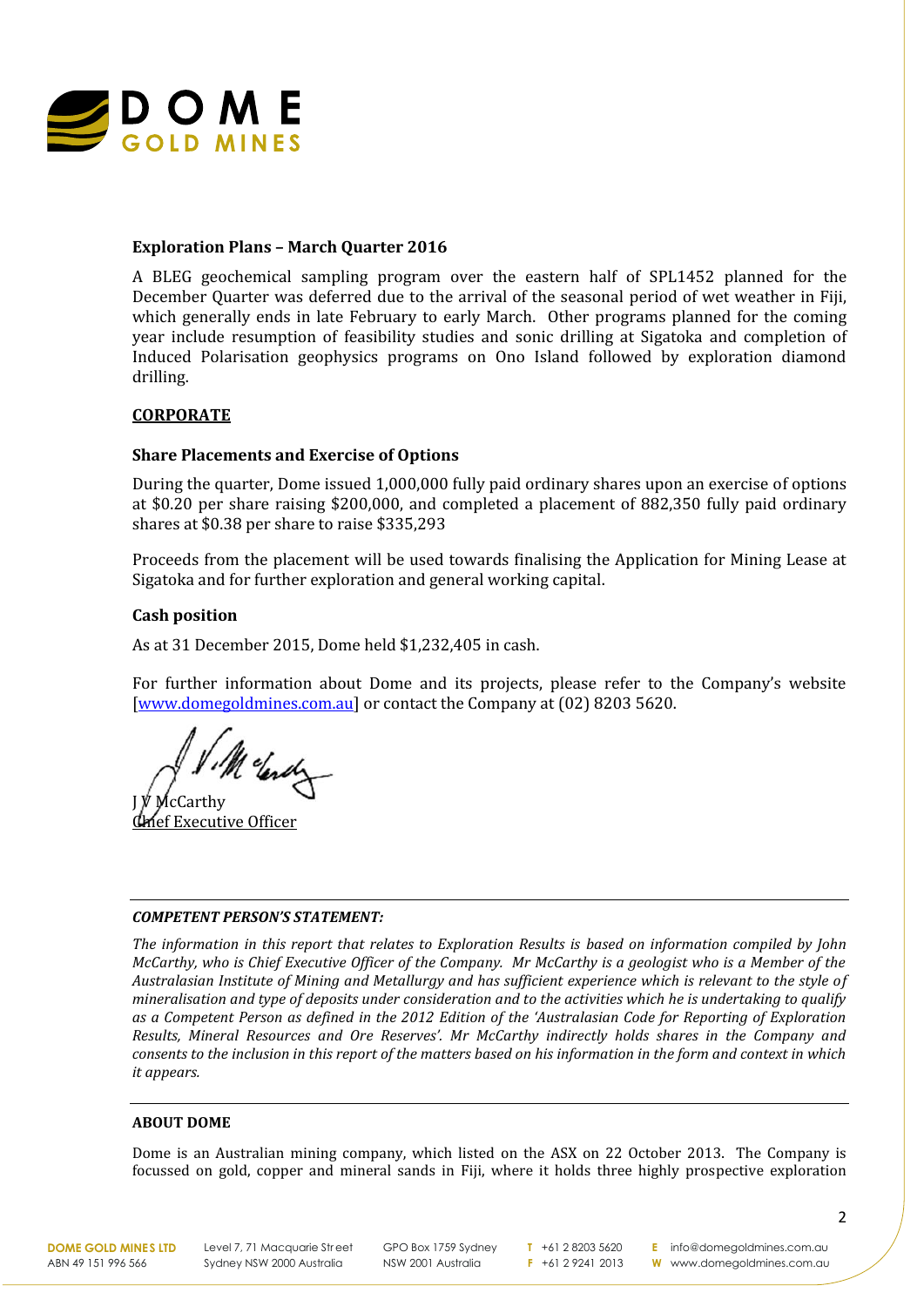### Exploration Plans – March Quarter 2016

A BLEG geochemical sampling program over the eastern half of SPL1452 planned for the December Quarter was deferred due to the arrival of the seasonal period of wet weather in Fiji, which generally ends in late February to early March. Other programs planned for the coming year include resumption of feasibility studies and sonic drilling at Sigatoka and completion of Induced Polarisation geophysics programs on Ono Island followed by exploration diamond drilling.

## CORPORATE

### Share Placements and Exercise of Options

During the quarter, Dome issued 1,000,000 fully paid ordinary shares upon an exercise of options at $0.20 per share raising $200,000, and completed a placement of 882,350 fully paid ordinary shares at $0.38 per share to raise $335,293

Proceeds from the placement will be used towards finalising the Application for Mining Lease at Sigatoka and for further exploration and general working capital.

### Cash position

As at 31 December 2015, Dome held $1,232,405 in cash.

For further information about Dome and its projects, please refer to the Company's website [www.domegoldmines.com.au] or contact the Company at (02) 8203 5620.

J V McCarthy
Chief Executive Officer

---

***COMPETENT PERSON'S STATEMENT:***

*The information in this report that relates to Exploration Results is based on information compiled by John McCarthy, who is Chief Executive Officer of the Company. Mr McCarthy is a geologist who is a Member of the Australasian Institute of Mining and Metallurgy and has sufficient experience which is relevant to the style of mineralisation and type of deposits under consideration and to the activities which he is undertaking to qualify as a Competent Person as defined in the 2012 Edition of the 'Australasian Code for Reporting of Exploration Results, Mineral Resources and Ore Reserves'. Mr McCarthy indirectly holds shares in the Company and consents to the inclusion in this report of the matters based on his information in the form and context in which it appears.*

---

**ABOUT DOME**

Dome is an Australian mining company, which listed on the ASX on 22 October 2013. The Company is focussed on gold, copper and mineral sands in Fiji, where it holds three highly prospective exploration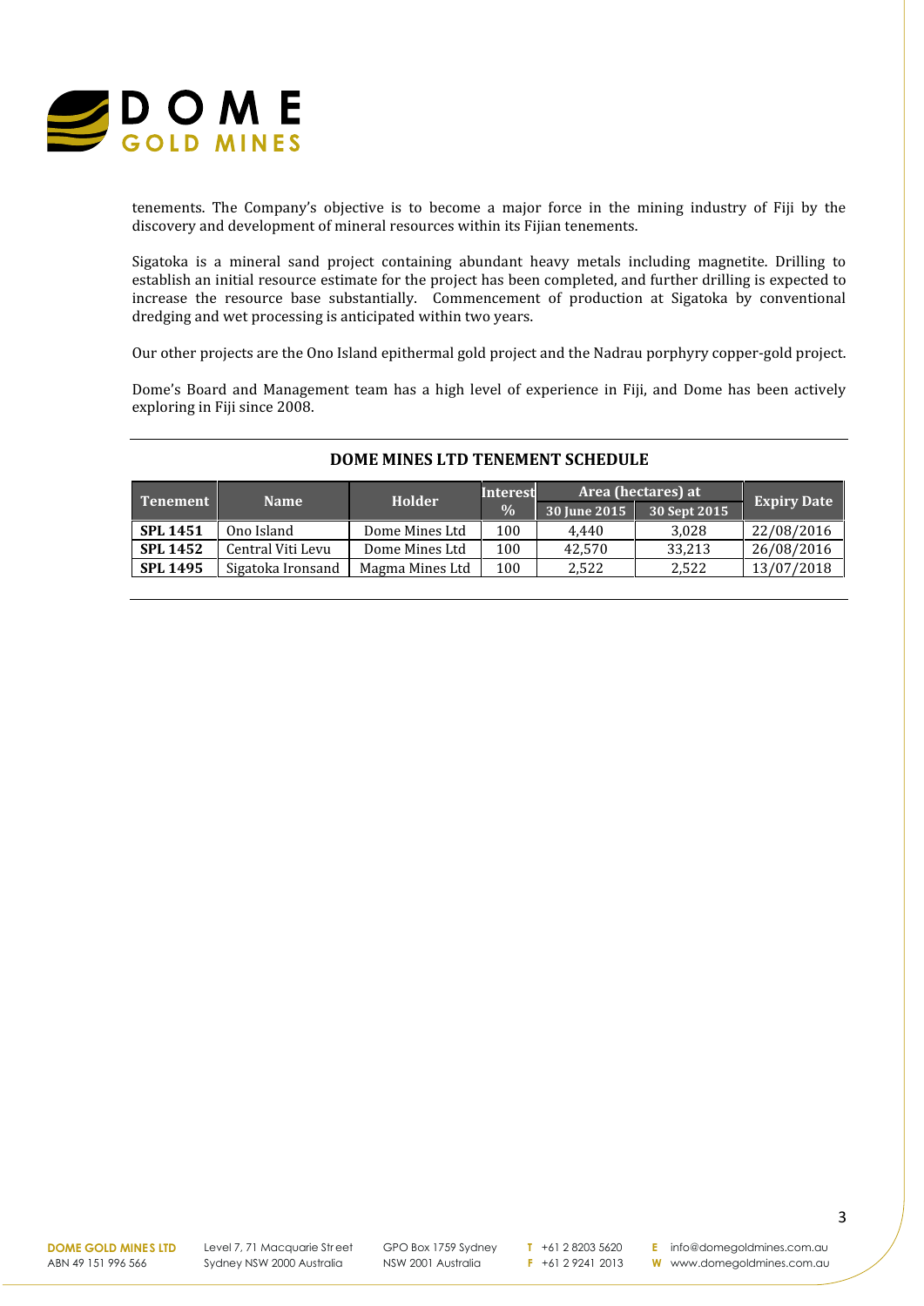tenements. The Company's objective is to become a major force in the mining industry of Fiji by the discovery and development of mineral resources within its Fijian tenements.

Sigatoka is a mineral sand project containing abundant heavy metals including magnetite. Drilling to establish an initial resource estimate for the project has been completed, and further drilling is expected to increase the resource base substantially. Commencement of production at Sigatoka by conventional dredging and wet processing is anticipated within two years.

Our other projects are the Ono Island epithermal gold project and the Nadrau porphyry copper-gold project.

Dome's Board and Management team has a high level of experience in Fiji, and Dome has been actively exploring in Fiji since 2008.

## DOME MINES LTD TENEMENT SCHEDULE

| Tenement | Name | Holder | Interest % | Area (hectares) at | | Expiry Date |
|---|---|---|---|---|---|---|
| | | | | 30 June 2015 | 30 Sept 2015 | |
| **SPL 1451** | Ono Island | Dome Mines Ltd | 100 | 4,440 | 3,028 | 22/08/2016 |
| **SPL 1452** | Central Viti Levu | Dome Mines Ltd | 100 | 42,570 | 33,213 | 26/08/2016 |
| **SPL 1495** | Sigatoka Ironsand | Magma Mines Ltd | 100 | 2,522 | 2,522 | 13/07/2018 |